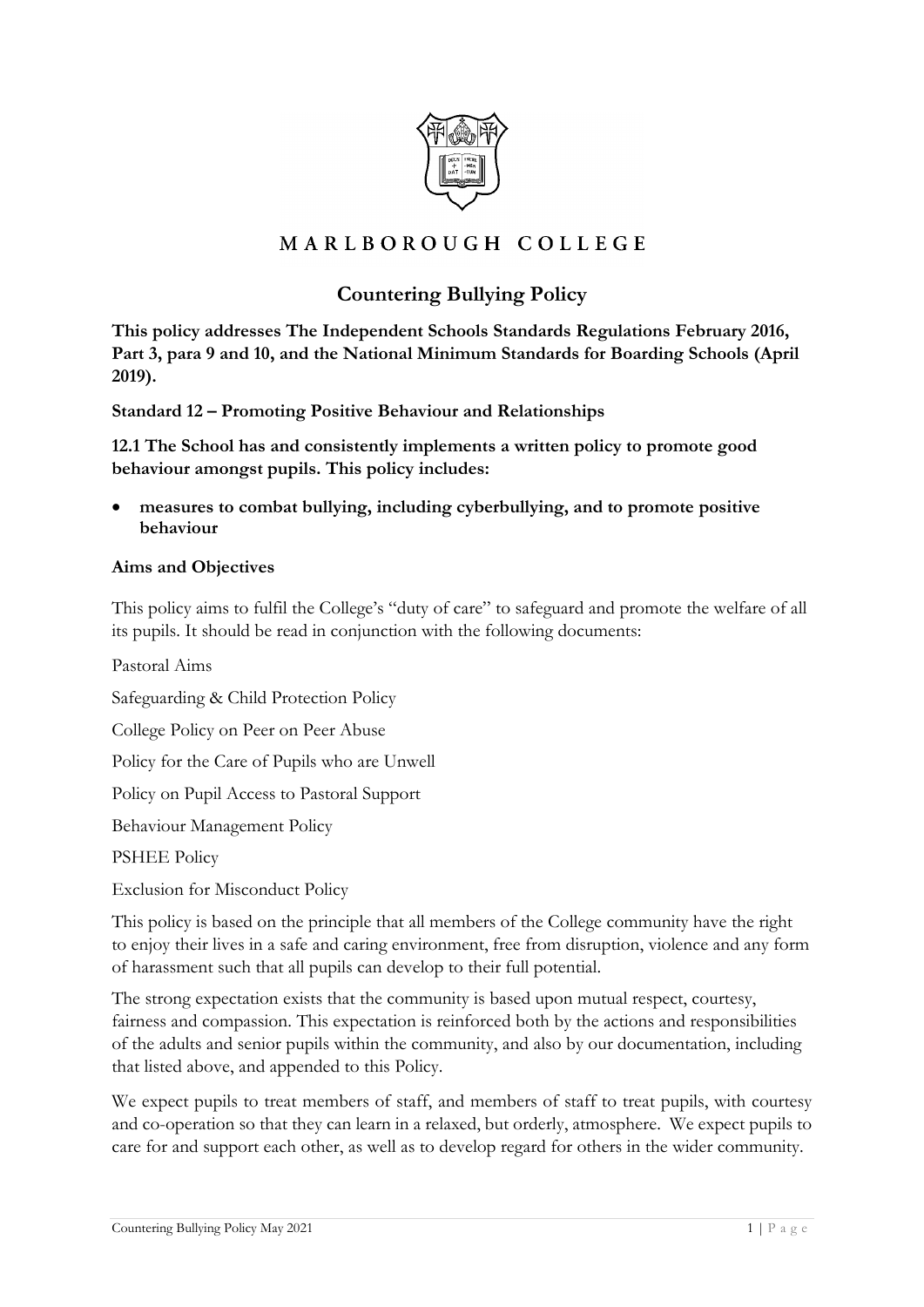MARLBOROUGH COLLEGE

# Countering Bullying Policy

**This policy addresses The Independent Schools Standards Regulations February 2016, Part 3, para 9 and 10, and the National Minimum Standards for Boarding Schools (April 2019).**

**Standard 12 – Promoting Positive Behaviour and Relationships**

**12.1 The School has and consistently implements a written policy to promote good behaviour amongst pupils. This policy includes:**

- **measures to combat bullying, including cyberbullying, and to promote positive behaviour**

**Aims and Objectives**

This policy aims to fulfil the College's "duty of care" to safeguard and promote the welfare of all its pupils. It should be read in conjunction with the following documents:

Pastoral Aims

Safeguarding & Child Protection Policy

College Policy on Peer on Peer Abuse

Policy for the Care of Pupils who are Unwell

Policy on Pupil Access to Pastoral Support

Behaviour Management Policy

PSHEE Policy

Exclusion for Misconduct Policy

This policy is based on the principle that all members of the College community have the right to enjoy their lives in a safe and caring environment, free from disruption, violence and any form of harassment such that all pupils can develop to their full potential.

The strong expectation exists that the community is based upon mutual respect, courtesy, fairness and compassion. This expectation is reinforced both by the actions and responsibilities of the adults and senior pupils within the community, and also by our documentation, including that listed above, and appended to this Policy.

We expect pupils to treat members of staff, and members of staff to treat pupils, with courtesy and co-operation so that they can learn in a relaxed, but orderly, atmosphere. We expect pupils to care for and support each other, as well as to develop regard for others in the wider community.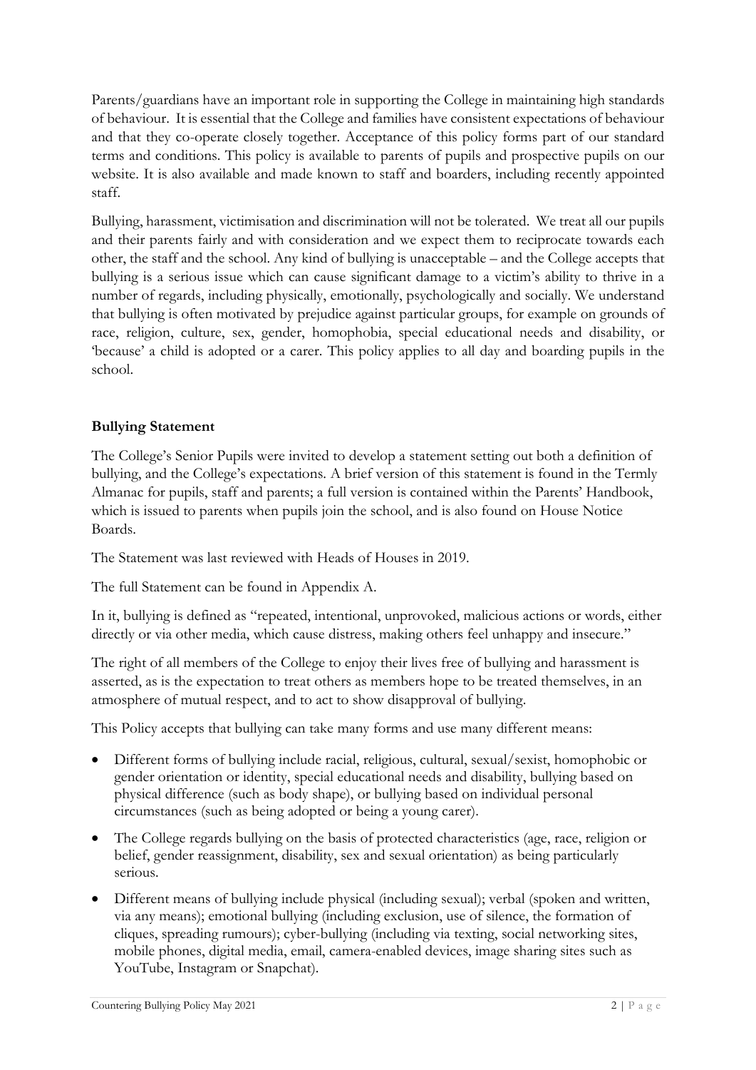Parents/guardians have an important role in supporting the College in maintaining high standards of behaviour. It is essential that the College and families have consistent expectations of behaviour and that they co-operate closely together. Acceptance of this policy forms part of our standard terms and conditions. This policy is available to parents of pupils and prospective pupils on our website. It is also available and made known to staff and boarders, including recently appointed staff.

Bullying, harassment, victimisation and discrimination will not be tolerated. We treat all our pupils and their parents fairly and with consideration and we expect them to reciprocate towards each other, the staff and the school. Any kind of bullying is unacceptable – and the College accepts that bullying is a serious issue which can cause significant damage to a victim's ability to thrive in a number of regards, including physically, emotionally, psychologically and socially. We understand that bullying is often motivated by prejudice against particular groups, for example on grounds of race, religion, culture, sex, gender, homophobia, special educational needs and disability, or 'because' a child is adopted or a carer. This policy applies to all day and boarding pupils in the school.

**Bullying Statement**

The College's Senior Pupils were invited to develop a statement setting out both a definition of bullying, and the College's expectations. A brief version of this statement is found in the Termly Almanac for pupils, staff and parents; a full version is contained within the Parents' Handbook, which is issued to parents when pupils join the school, and is also found on House Notice Boards.

The Statement was last reviewed with Heads of Houses in 2019.

The full Statement can be found in Appendix A.

In it, bullying is defined as "repeated, intentional, unprovoked, malicious actions or words, either directly or via other media, which cause distress, making others feel unhappy and insecure."

The right of all members of the College to enjoy their lives free of bullying and harassment is asserted, as is the expectation to treat others as members hope to be treated themselves, in an atmosphere of mutual respect, and to act to show disapproval of bullying.

This Policy accepts that bullying can take many forms and use many different means:

- Different forms of bullying include racial, religious, cultural, sexual/sexist, homophobic or gender orientation or identity, special educational needs and disability, bullying based on physical difference (such as body shape), or bullying based on individual personal circumstances (such as being adopted or being a young carer).
- The College regards bullying on the basis of protected characteristics (age, race, religion or belief, gender reassignment, disability, sex and sexual orientation) as being particularly serious.
- Different means of bullying include physical (including sexual); verbal (spoken and written, via any means); emotional bullying (including exclusion, use of silence, the formation of cliques, spreading rumours); cyber-bullying (including via texting, social networking sites, mobile phones, digital media, email, camera-enabled devices, image sharing sites such as YouTube, Instagram or Snapchat).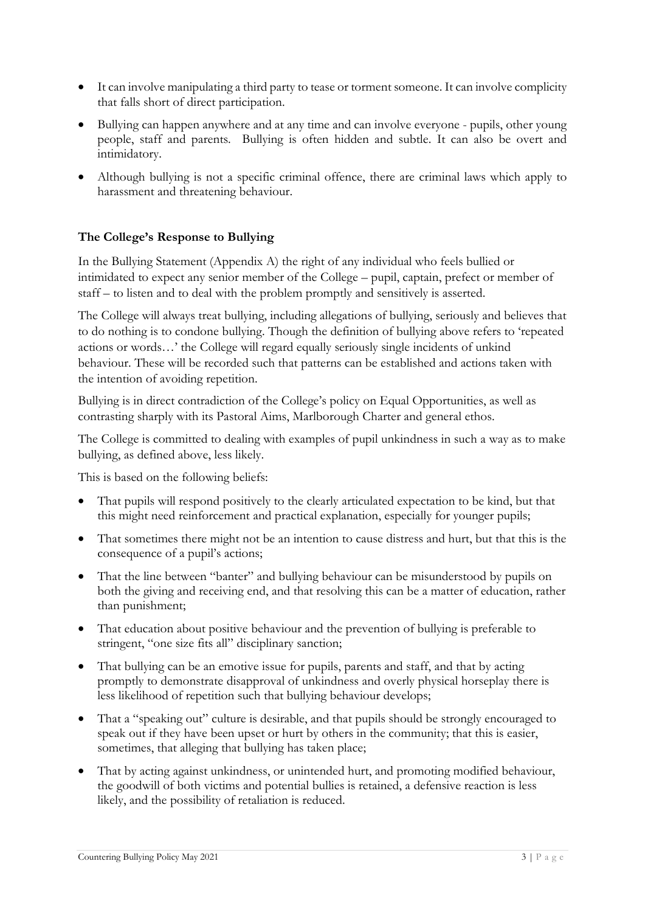- It can involve manipulating a third party to tease or torment someone. It can involve complicity that falls short of direct participation.
- Bullying can happen anywhere and at any time and can involve everyone - pupils, other young people, staff and parents. Bullying is often hidden and subtle. It can also be overt and intimidatory.
- Although bullying is not a specific criminal offence, there are criminal laws which apply to harassment and threatening behaviour.

**The College's Response to Bullying**

In the Bullying Statement (Appendix A) the right of any individual who feels bullied or intimidated to expect any senior member of the College – pupil, captain, prefect or member of staff – to listen and to deal with the problem promptly and sensitively is asserted.

The College will always treat bullying, including allegations of bullying, seriously and believes that to do nothing is to condone bullying. Though the definition of bullying above refers to 'repeated actions or words…' the College will regard equally seriously single incidents of unkind behaviour. These will be recorded such that patterns can be established and actions taken with the intention of avoiding repetition.

Bullying is in direct contradiction of the College's policy on Equal Opportunities, as well as contrasting sharply with its Pastoral Aims, Marlborough Charter and general ethos.

The College is committed to dealing with examples of pupil unkindness in such a way as to make bullying, as defined above, less likely.

This is based on the following beliefs:

- That pupils will respond positively to the clearly articulated expectation to be kind, but that this might need reinforcement and practical explanation, especially for younger pupils;
- That sometimes there might not be an intention to cause distress and hurt, but that this is the consequence of a pupil's actions;
- That the line between "banter" and bullying behaviour can be misunderstood by pupils on both the giving and receiving end, and that resolving this can be a matter of education, rather than punishment;
- That education about positive behaviour and the prevention of bullying is preferable to stringent, "one size fits all" disciplinary sanction;
- That bullying can be an emotive issue for pupils, parents and staff, and that by acting promptly to demonstrate disapproval of unkindness and overly physical horseplay there is less likelihood of repetition such that bullying behaviour develops;
- That a "speaking out" culture is desirable, and that pupils should be strongly encouraged to speak out if they have been upset or hurt by others in the community; that this is easier, sometimes, that alleging that bullying has taken place;
- That by acting against unkindness, or unintended hurt, and promoting modified behaviour, the goodwill of both victims and potential bullies is retained, a defensive reaction is less likely, and the possibility of retaliation is reduced.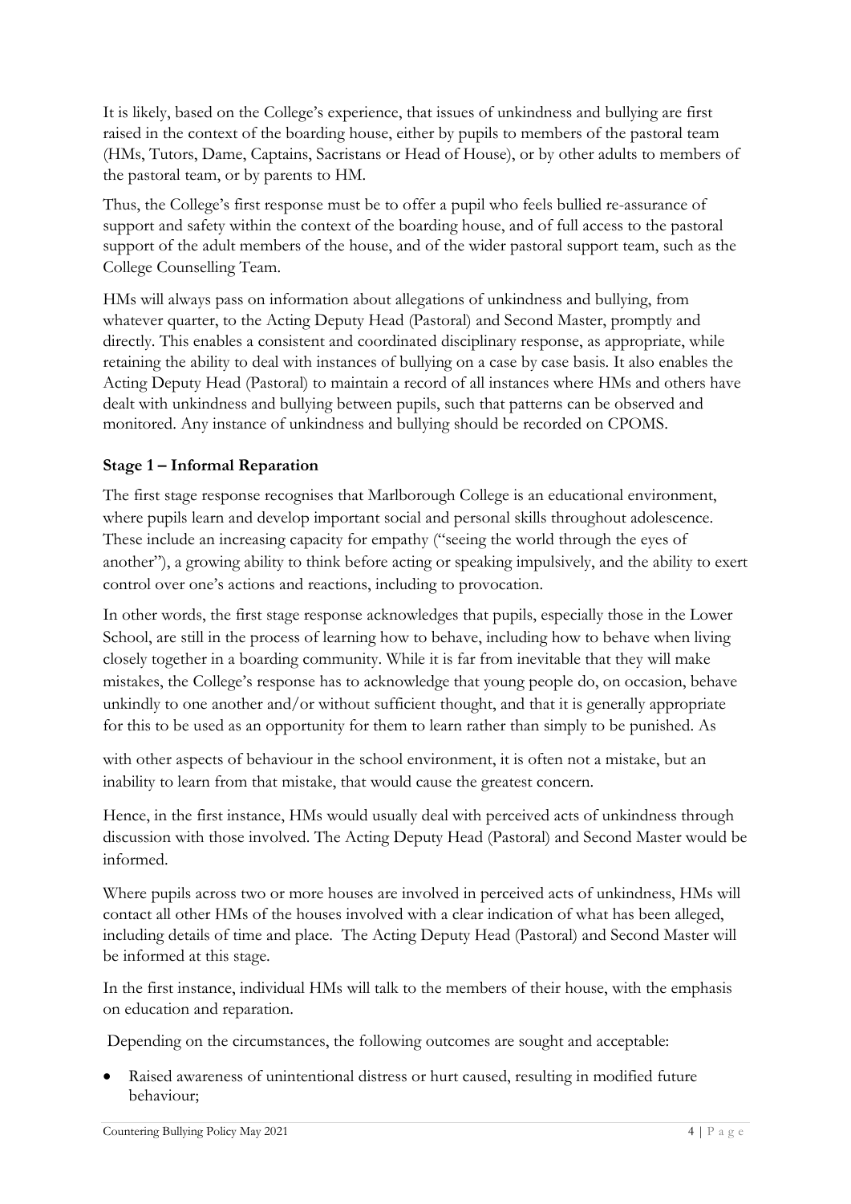It is likely, based on the College's experience, that issues of unkindness and bullying are first raised in the context of the boarding house, either by pupils to members of the pastoral team (HMs, Tutors, Dame, Captains, Sacristans or Head of House), or by other adults to members of the pastoral team, or by parents to HM.

Thus, the College's first response must be to offer a pupil who feels bullied re-assurance of support and safety within the context of the boarding house, and of full access to the pastoral support of the adult members of the house, and of the wider pastoral support team, such as the College Counselling Team.

HMs will always pass on information about allegations of unkindness and bullying, from whatever quarter, to the Acting Deputy Head (Pastoral) and Second Master, promptly and directly. This enables a consistent and coordinated disciplinary response, as appropriate, while retaining the ability to deal with instances of bullying on a case by case basis. It also enables the Acting Deputy Head (Pastoral) to maintain a record of all instances where HMs and others have dealt with unkindness and bullying between pupils, such that patterns can be observed and monitored. Any instance of unkindness and bullying should be recorded on CPOMS.

### Stage 1 – Informal Reparation

The first stage response recognises that Marlborough College is an educational environment, where pupils learn and develop important social and personal skills throughout adolescence. These include an increasing capacity for empathy ("seeing the world through the eyes of another"), a growing ability to think before acting or speaking impulsively, and the ability to exert control over one's actions and reactions, including to provocation.

In other words, the first stage response acknowledges that pupils, especially those in the Lower School, are still in the process of learning how to behave, including how to behave when living closely together in a boarding community. While it is far from inevitable that they will make mistakes, the College's response has to acknowledge that young people do, on occasion, behave unkindly to one another and/or without sufficient thought, and that it is generally appropriate for this to be used as an opportunity for them to learn rather than simply to be punished. As with other aspects of behaviour in the school environment, it is often not a mistake, but an inability to learn from that mistake, that would cause the greatest concern.

Hence, in the first instance, HMs would usually deal with perceived acts of unkindness through discussion with those involved. The Acting Deputy Head (Pastoral) and Second Master would be informed.

Where pupils across two or more houses are involved in perceived acts of unkindness, HMs will contact all other HMs of the houses involved with a clear indication of what has been alleged, including details of time and place. The Acting Deputy Head (Pastoral) and Second Master will be informed at this stage.

In the first instance, individual HMs will talk to the members of their house, with the emphasis on education and reparation.

Depending on the circumstances, the following outcomes are sought and acceptable:

- Raised awareness of unintentional distress or hurt caused, resulting in modified future behaviour;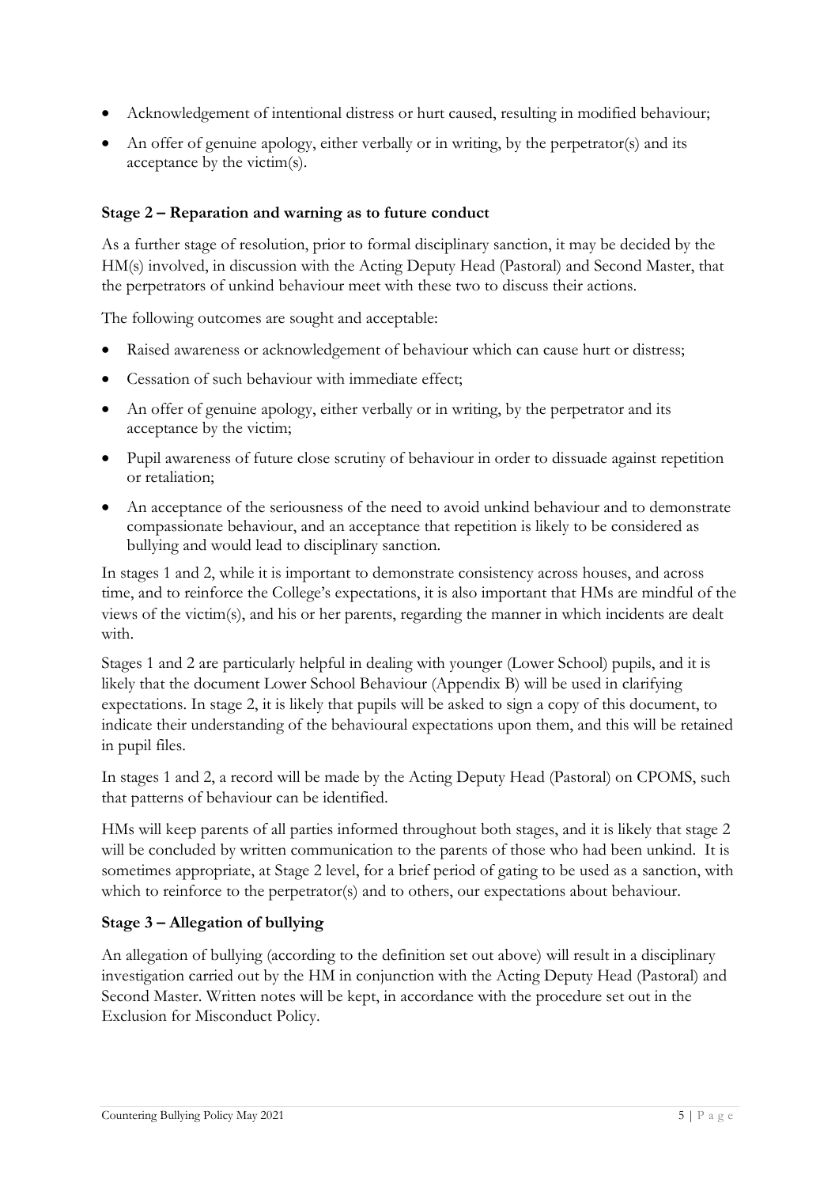- Acknowledgement of intentional distress or hurt caused, resulting in modified behaviour;
- An offer of genuine apology, either verbally or in writing, by the perpetrator(s) and its acceptance by the victim(s).

**Stage 2 – Reparation and warning as to future conduct**

As a further stage of resolution, prior to formal disciplinary sanction, it may be decided by the HM(s) involved, in discussion with the Acting Deputy Head (Pastoral) and Second Master, that the perpetrators of unkind behaviour meet with these two to discuss their actions.

The following outcomes are sought and acceptable:

- Raised awareness or acknowledgement of behaviour which can cause hurt or distress;
- Cessation of such behaviour with immediate effect;
- An offer of genuine apology, either verbally or in writing, by the perpetrator and its acceptance by the victim;
- Pupil awareness of future close scrutiny of behaviour in order to dissuade against repetition or retaliation;
- An acceptance of the seriousness of the need to avoid unkind behaviour and to demonstrate compassionate behaviour, and an acceptance that repetition is likely to be considered as bullying and would lead to disciplinary sanction.

In stages 1 and 2, while it is important to demonstrate consistency across houses, and across time, and to reinforce the College's expectations, it is also important that HMs are mindful of the views of the victim(s), and his or her parents, regarding the manner in which incidents are dealt with.

Stages 1 and 2 are particularly helpful in dealing with younger (Lower School) pupils, and it is likely that the document Lower School Behaviour (Appendix B) will be used in clarifying expectations. In stage 2, it is likely that pupils will be asked to sign a copy of this document, to indicate their understanding of the behavioural expectations upon them, and this will be retained in pupil files.

In stages 1 and 2, a record will be made by the Acting Deputy Head (Pastoral) on CPOMS, such that patterns of behaviour can be identified.

HMs will keep parents of all parties informed throughout both stages, and it is likely that stage 2 will be concluded by written communication to the parents of those who had been unkind. It is sometimes appropriate, at Stage 2 level, for a brief period of gating to be used as a sanction, with which to reinforce to the perpetrator(s) and to others, our expectations about behaviour.

**Stage 3 – Allegation of bullying**

An allegation of bullying (according to the definition set out above) will result in a disciplinary investigation carried out by the HM in conjunction with the Acting Deputy Head (Pastoral) and Second Master. Written notes will be kept, in accordance with the procedure set out in the Exclusion for Misconduct Policy.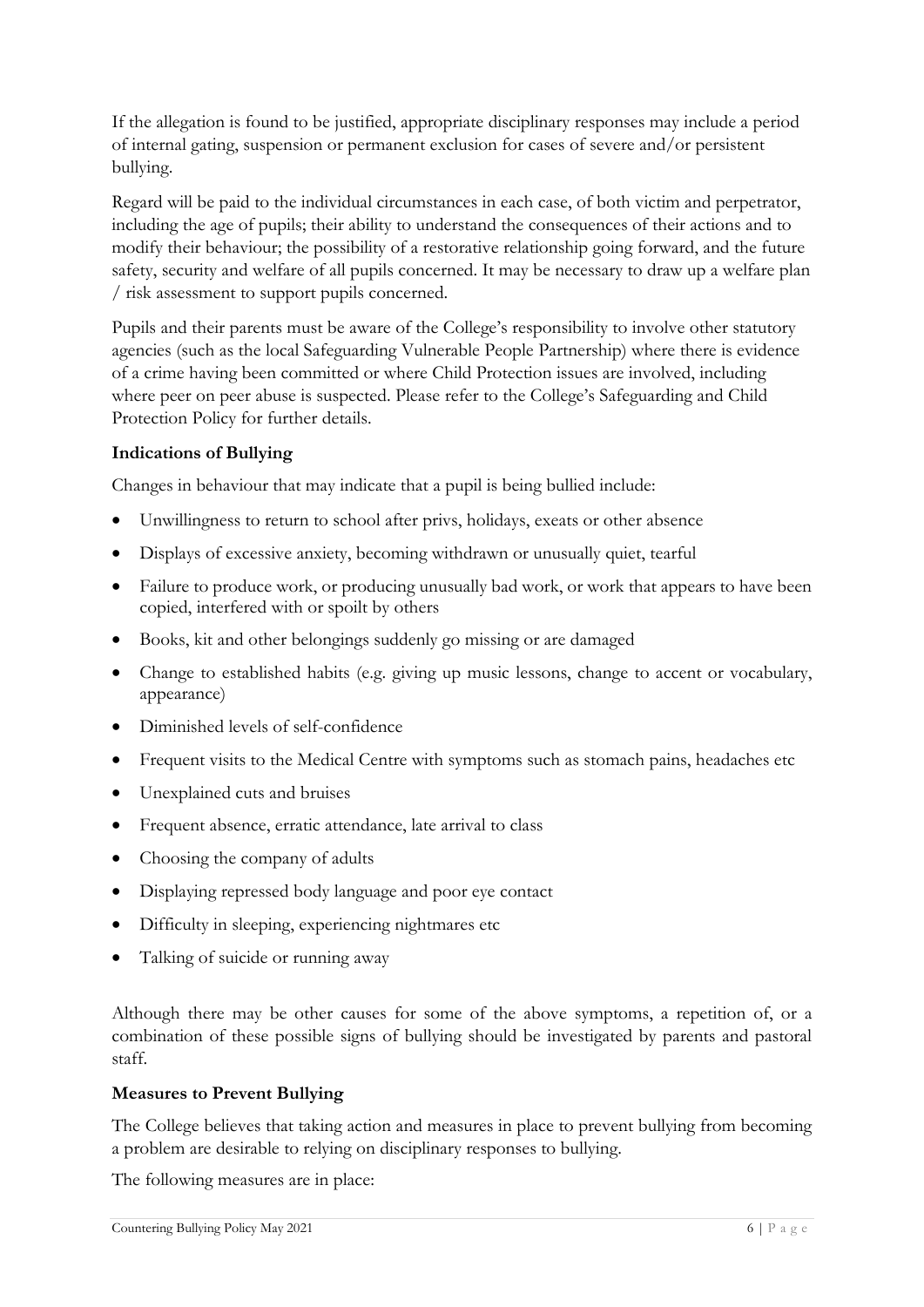If the allegation is found to be justified, appropriate disciplinary responses may include a period of internal gating, suspension or permanent exclusion for cases of severe and/or persistent bullying.

Regard will be paid to the individual circumstances in each case, of both victim and perpetrator, including the age of pupils; their ability to understand the consequences of their actions and to modify their behaviour; the possibility of a restorative relationship going forward, and the future safety, security and welfare of all pupils concerned. It may be necessary to draw up a welfare plan / risk assessment to support pupils concerned.

Pupils and their parents must be aware of the College's responsibility to involve other statutory agencies (such as the local Safeguarding Vulnerable People Partnership) where there is evidence of a crime having been committed or where Child Protection issues are involved, including where peer on peer abuse is suspected. Please refer to the College's Safeguarding and Child Protection Policy for further details.

**Indications of Bullying**

Changes in behaviour that may indicate that a pupil is being bullied include:

- Unwillingness to return to school after privs, holidays, exeats or other absence
- Displays of excessive anxiety, becoming withdrawn or unusually quiet, tearful
- Failure to produce work, or producing unusually bad work, or work that appears to have been copied, interfered with or spoilt by others
- Books, kit and other belongings suddenly go missing or are damaged
- Change to established habits (e.g. giving up music lessons, change to accent or vocabulary, appearance)
- Diminished levels of self-confidence
- Frequent visits to the Medical Centre with symptoms such as stomach pains, headaches etc
- Unexplained cuts and bruises
- Frequent absence, erratic attendance, late arrival to class
- Choosing the company of adults
- Displaying repressed body language and poor eye contact
- Difficulty in sleeping, experiencing nightmares etc
- Talking of suicide or running away

Although there may be other causes for some of the above symptoms, a repetition of, or a combination of these possible signs of bullying should be investigated by parents and pastoral staff.

**Measures to Prevent Bullying**

The College believes that taking action and measures in place to prevent bullying from becoming a problem are desirable to relying on disciplinary responses to bullying.

The following measures are in place: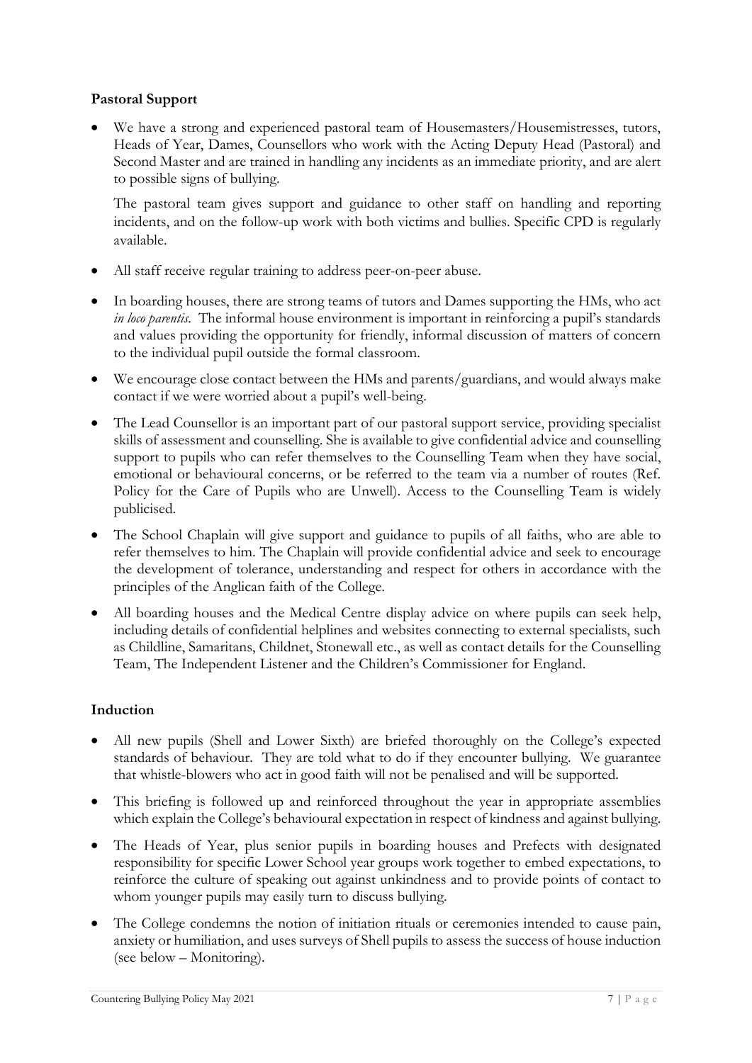## Pastoral Support

- We have a strong and experienced pastoral team of Housemasters/Housemistresses, tutors, Heads of Year, Dames, Counsellors who work with the Acting Deputy Head (Pastoral) and Second Master and are trained in handling any incidents as an immediate priority, and are alert to possible signs of bullying.

  The pastoral team gives support and guidance to other staff on handling and reporting incidents, and on the follow-up work with both victims and bullies. Specific CPD is regularly available.

- All staff receive regular training to address peer-on-peer abuse.
- In boarding houses, there are strong teams of tutors and Dames supporting the HMs, who act *in loco parentis*. The informal house environment is important in reinforcing a pupil's standards and values providing the opportunity for friendly, informal discussion of matters of concern to the individual pupil outside the formal classroom.
- We encourage close contact between the HMs and parents/guardians, and would always make contact if we were worried about a pupil's well-being.
- The Lead Counsellor is an important part of our pastoral support service, providing specialist skills of assessment and counselling. She is available to give confidential advice and counselling support to pupils who can refer themselves to the Counselling Team when they have social, emotional or behavioural concerns, or be referred to the team via a number of routes (Ref. Policy for the Care of Pupils who are Unwell). Access to the Counselling Team is widely publicised.
- The School Chaplain will give support and guidance to pupils of all faiths, who are able to refer themselves to him. The Chaplain will provide confidential advice and seek to encourage the development of tolerance, understanding and respect for others in accordance with the principles of the Anglican faith of the College.
- All boarding houses and the Medical Centre display advice on where pupils can seek help, including details of confidential helplines and websites connecting to external specialists, such as Childline, Samaritans, Childnet, Stonewall etc., as well as contact details for the Counselling Team, The Independent Listener and the Children's Commissioner for England.

## Induction

- All new pupils (Shell and Lower Sixth) are briefed thoroughly on the College's expected standards of behaviour. They are told what to do if they encounter bullying. We guarantee that whistle-blowers who act in good faith will not be penalised and will be supported.
- This briefing is followed up and reinforced throughout the year in appropriate assemblies which explain the College's behavioural expectation in respect of kindness and against bullying.
- The Heads of Year, plus senior pupils in boarding houses and Prefects with designated responsibility for specific Lower School year groups work together to embed expectations, to reinforce the culture of speaking out against unkindness and to provide points of contact to whom younger pupils may easily turn to discuss bullying.
- The College condemns the notion of initiation rituals or ceremonies intended to cause pain, anxiety or humiliation, and uses surveys of Shell pupils to assess the success of house induction (see below – Monitoring).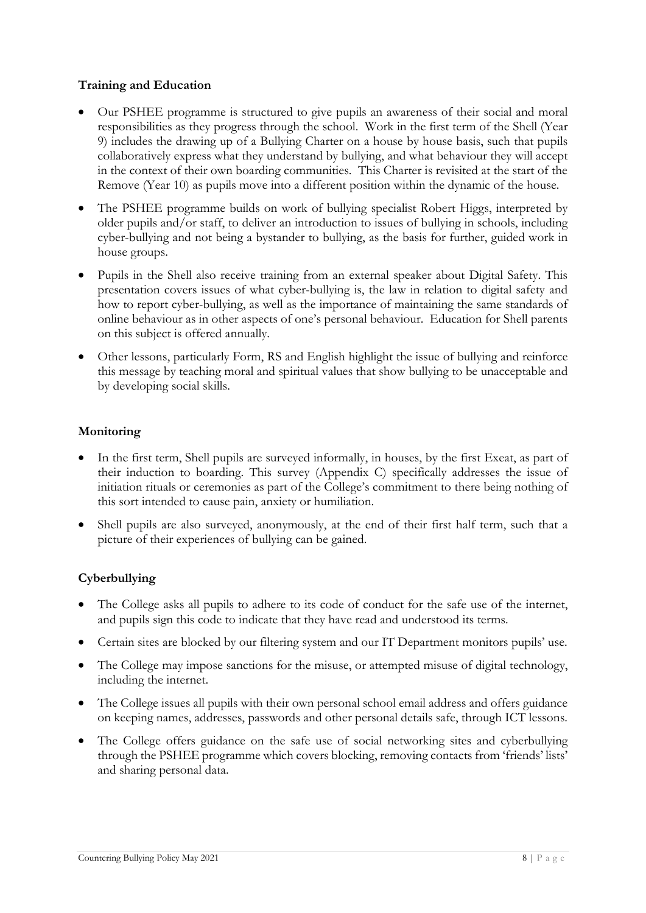**Training and Education**

- Our PSHEE programme is structured to give pupils an awareness of their social and moral responsibilities as they progress through the school. Work in the first term of the Shell (Year 9) includes the drawing up of a Bullying Charter on a house by house basis, such that pupils collaboratively express what they understand by bullying, and what behaviour they will accept in the context of their own boarding communities. This Charter is revisited at the start of the Remove (Year 10) as pupils move into a different position within the dynamic of the house.
- The PSHEE programme builds on work of bullying specialist Robert Higgs, interpreted by older pupils and/or staff, to deliver an introduction to issues of bullying in schools, including cyber-bullying and not being a bystander to bullying, as the basis for further, guided work in house groups.
- Pupils in the Shell also receive training from an external speaker about Digital Safety. This presentation covers issues of what cyber-bullying is, the law in relation to digital safety and how to report cyber-bullying, as well as the importance of maintaining the same standards of online behaviour as in other aspects of one's personal behaviour. Education for Shell parents on this subject is offered annually.
- Other lessons, particularly Form, RS and English highlight the issue of bullying and reinforce this message by teaching moral and spiritual values that show bullying to be unacceptable and by developing social skills.

**Monitoring**

- In the first term, Shell pupils are surveyed informally, in houses, by the first Exeat, as part of their induction to boarding. This survey (Appendix C) specifically addresses the issue of initiation rituals or ceremonies as part of the College's commitment to there being nothing of this sort intended to cause pain, anxiety or humiliation.
- Shell pupils are also surveyed, anonymously, at the end of their first half term, such that a picture of their experiences of bullying can be gained.

**Cyberbullying**

- The College asks all pupils to adhere to its code of conduct for the safe use of the internet, and pupils sign this code to indicate that they have read and understood its terms.
- Certain sites are blocked by our filtering system and our IT Department monitors pupils' use.
- The College may impose sanctions for the misuse, or attempted misuse of digital technology, including the internet.
- The College issues all pupils with their own personal school email address and offers guidance on keeping names, addresses, passwords and other personal details safe, through ICT lessons.
- The College offers guidance on the safe use of social networking sites and cyberbullying through the PSHEE programme which covers blocking, removing contacts from 'friends' lists' and sharing personal data.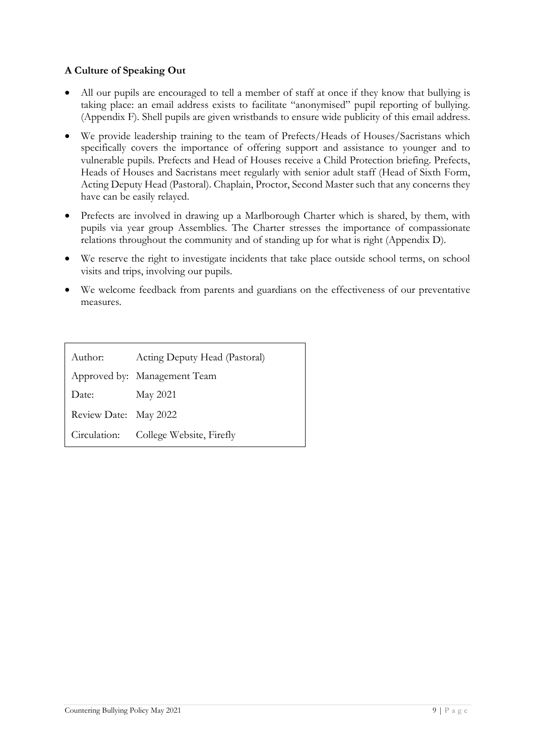**A Culture of Speaking Out**

- All our pupils are encouraged to tell a member of staff at once if they know that bullying is taking place: an email address exists to facilitate "anonymised" pupil reporting of bullying. (Appendix F). Shell pupils are given wristbands to ensure wide publicity of this email address.
- We provide leadership training to the team of Prefects/Heads of Houses/Sacristans which specifically covers the importance of offering support and assistance to younger and to vulnerable pupils. Prefects and Head of Houses receive a Child Protection briefing. Prefects, Heads of Houses and Sacristans meet regularly with senior adult staff (Head of Sixth Form, Acting Deputy Head (Pastoral). Chaplain, Proctor, Second Master such that any concerns they have can be easily relayed.
- Prefects are involved in drawing up a Marlborough Charter which is shared, by them, with pupils via year group Assemblies. The Charter stresses the importance of compassionate relations throughout the community and of standing up for what is right (Appendix D).
- We reserve the right to investigate incidents that take place outside school terms, on school visits and trips, involving our pupils.
- We welcome feedback from parents and guardians on the effectiveness of our preventative measures.

| | |
|---|---|
| Author: | Acting Deputy Head (Pastoral) |
| Approved by: | Management Team |
| Date: | May 2021 |
| Review Date: | May 2022 |
| Circulation: | College Website, Firefly |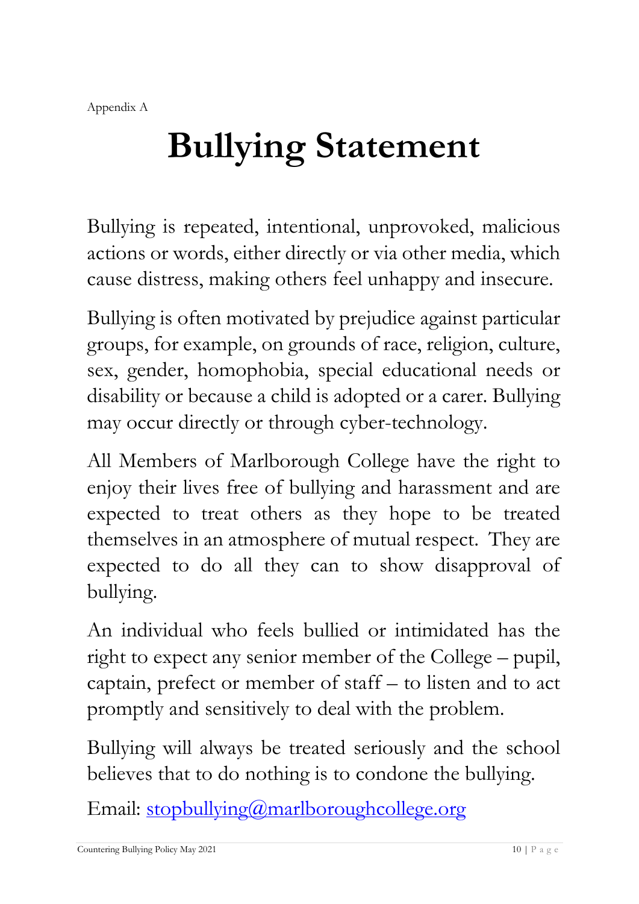Appendix A

# Bullying Statement

Bullying is repeated, intentional, unprovoked, malicious actions or words, either directly or via other media, which cause distress, making others feel unhappy and insecure.

Bullying is often motivated by prejudice against particular groups, for example, on grounds of race, religion, culture, sex, gender, homophobia, special educational needs or disability or because a child is adopted or a carer. Bullying may occur directly or through cyber-technology.

All Members of Marlborough College have the right to enjoy their lives free of bullying and harassment and are expected to treat others as they hope to be treated themselves in an atmosphere of mutual respect. They are expected to do all they can to show disapproval of bullying.

An individual who feels bullied or intimidated has the right to expect any senior member of the College – pupil, captain, prefect or member of staff – to listen and to act promptly and sensitively to deal with the problem.

Bullying will always be treated seriously and the school believes that to do nothing is to condone the bullying.

Email: stopbullying@marlboroughcollege.org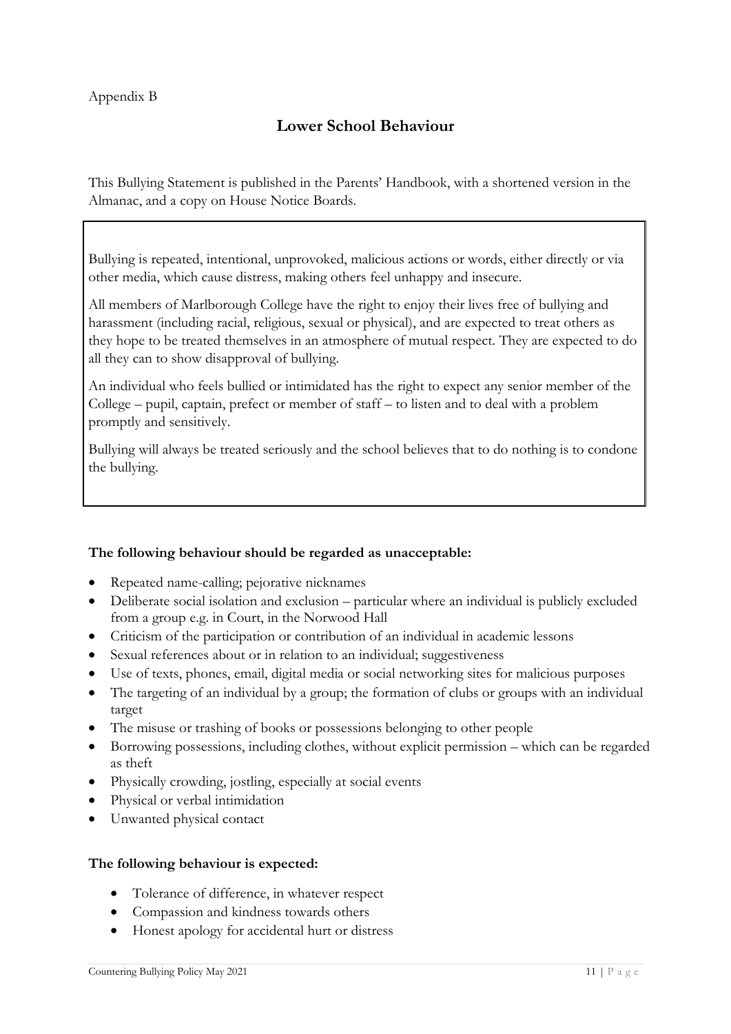Appendix B

## Lower School Behaviour

This Bullying Statement is published in the Parents' Handbook, with a shortened version in the Almanac, and a copy on House Notice Boards.

Bullying is repeated, intentional, unprovoked, malicious actions or words, either directly or via other media, which cause distress, making others feel unhappy and insecure.

All members of Marlborough College have the right to enjoy their lives free of bullying and harassment (including racial, religious, sexual or physical), and are expected to treat others as they hope to be treated themselves in an atmosphere of mutual respect. They are expected to do all they can to show disapproval of bullying.

An individual who feels bullied or intimidated has the right to expect any senior member of the College – pupil, captain, prefect or member of staff – to listen and to deal with a problem promptly and sensitively.

Bullying will always be treated seriously and the school believes that to do nothing is to condone the bullying.

**The following behaviour should be regarded as unacceptable:**

- Repeated name-calling; pejorative nicknames
- Deliberate social isolation and exclusion – particular where an individual is publicly excluded from a group e.g. in Court, in the Norwood Hall
- Criticism of the participation or contribution of an individual in academic lessons
- Sexual references about or in relation to an individual; suggestiveness
- Use of texts, phones, email, digital media or social networking sites for malicious purposes
- The targeting of an individual by a group; the formation of clubs or groups with an individual target
- The misuse or trashing of books or possessions belonging to other people
- Borrowing possessions, including clothes, without explicit permission – which can be regarded as theft
- Physically crowding, jostling, especially at social events
- Physical or verbal intimidation
- Unwanted physical contact

**The following behaviour is expected:**

- Tolerance of difference, in whatever respect
- Compassion and kindness towards others
- Honest apology for accidental hurt or distress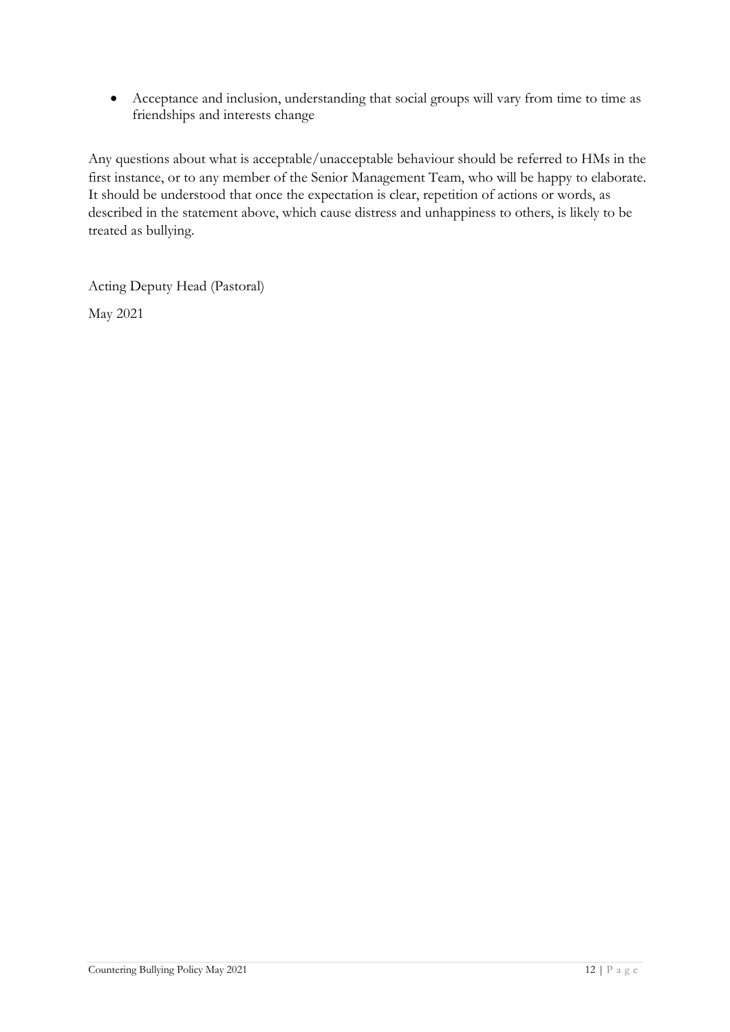- Acceptance and inclusion, understanding that social groups will vary from time to time as friendships and interests change

Any questions about what is acceptable/unacceptable behaviour should be referred to HMs in the first instance, or to any member of the Senior Management Team, who will be happy to elaborate. It should be understood that once the expectation is clear, repetition of actions or words, as described in the statement above, which cause distress and unhappiness to others, is likely to be treated as bullying.

Acting Deputy Head (Pastoral)

May 2021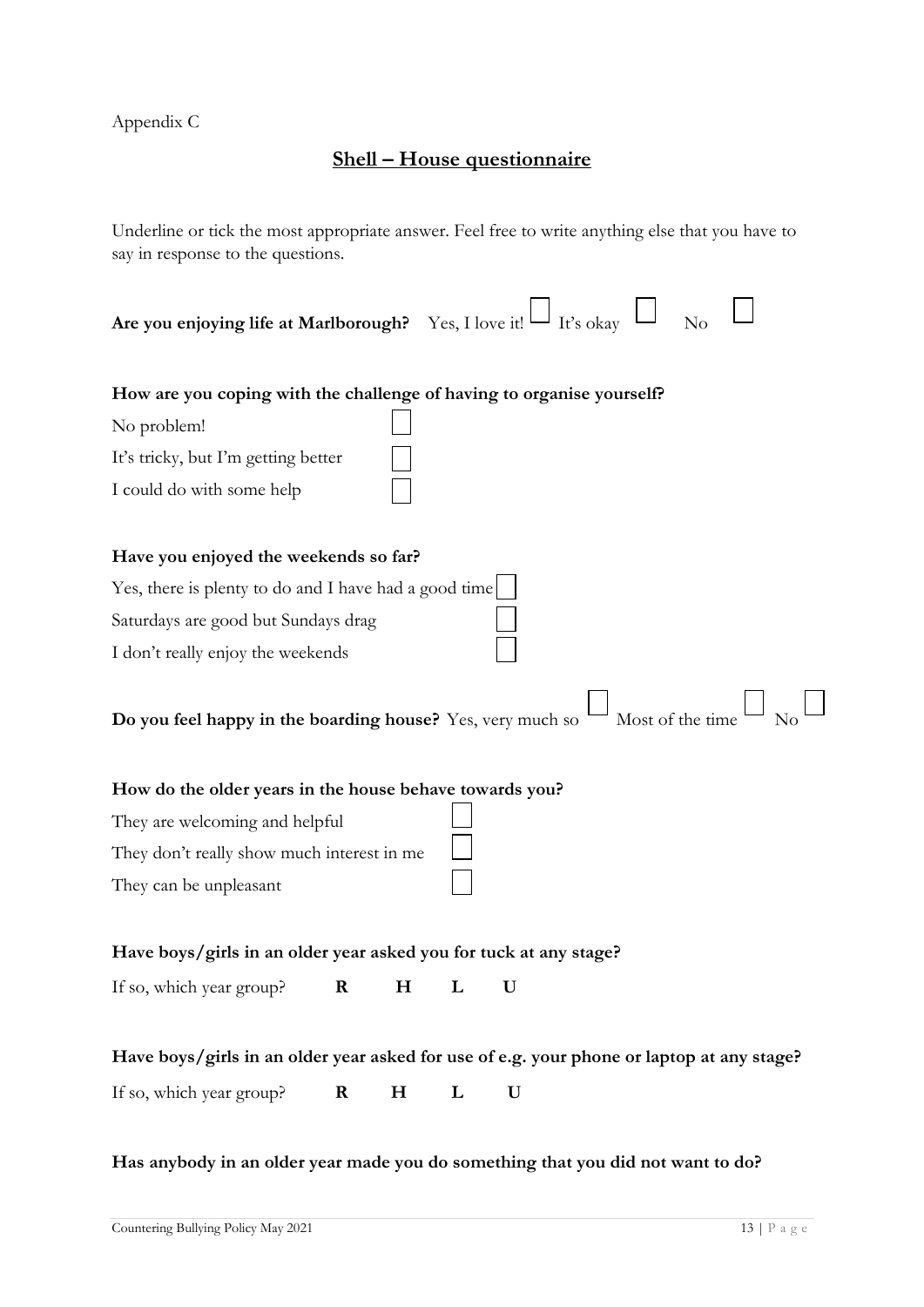Appendix C

## Shell – House questionnaire

Underline or tick the most appropriate answer. Feel free to write anything else that you have to say in response to the questions.

**Are you enjoying life at Marlborough?** Yes, I love it! ☐ It's okay ☐ No ☐

**How are you coping with the challenge of having to organise yourself?**

No problem! ☐

It's tricky, but I'm getting better ☐

I could do with some help ☐

**Have you enjoyed the weekends so far?**

Yes, there is plenty to do and I have had a good time ☐

Saturdays are good but Sundays drag ☐

I don't really enjoy the weekends ☐

**Do you feel happy in the boarding house?** Yes, very much so ☐ Most of the time ☐ No ☐

**How do the older years in the house behave towards you?**

They are welcoming and helpful ☐

They don't really show much interest in me ☐

They can be unpleasant ☐

**Have boys/girls in an older year asked you for tuck at any stage?**

If so, which year group? **R H L U**

**Have boys/girls in an older year asked for use of e.g. your phone or laptop at any stage?**

If so, which year group? **R H L U**

**Has anybody in an older year made you do something that you did not want to do?**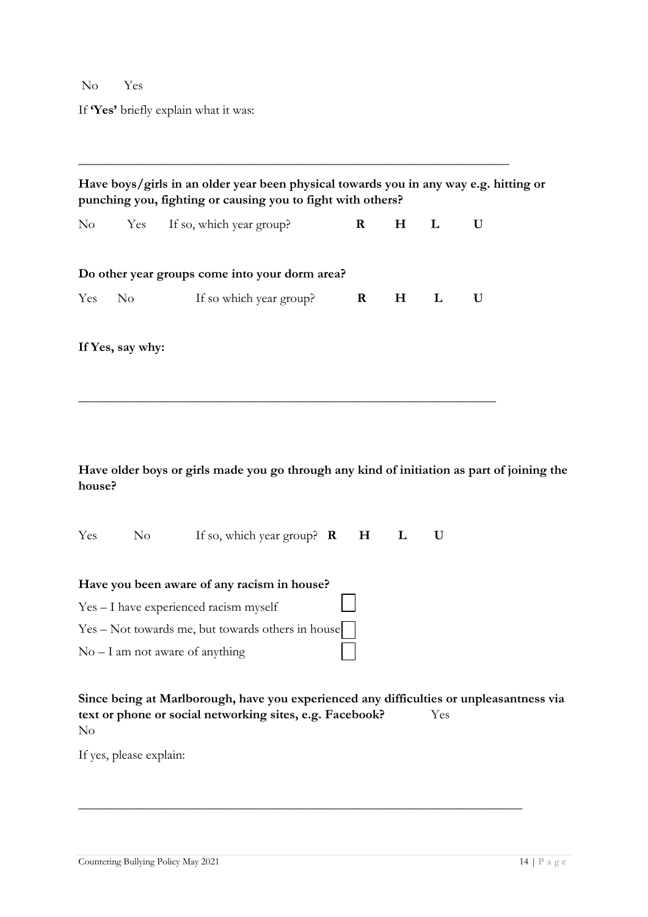No Yes

If **'Yes'** briefly explain what it was:

\_\_\_\_\_\_\_\_\_\_\_\_\_\_\_\_\_\_\_\_\_\_\_\_\_\_\_\_\_\_\_\_\_\_\_\_\_\_\_\_\_\_\_\_\_\_\_\_\_\_\_\_\_\_\_\_\_\_\_\_\_\_\_\_\_\_

**Have boys/girls in an older year been physical towards you in any way e.g. hitting or punching you, fighting or causing you to fight with others?**

No Yes If so, which year group? **R H L U**

**Do other year groups come into your dorm area?**

Yes No If so which year group? **R H L U**

**If Yes, say why:**

\_\_\_\_\_\_\_\_\_\_\_\_\_\_\_\_\_\_\_\_\_\_\_\_\_\_\_\_\_\_\_\_\_\_\_\_\_\_\_\_\_\_\_\_\_\_\_\_\_\_\_\_\_\_\_\_\_\_\_\_\_\_\_\_\_\_

**Have older boys or girls made you go through any kind of initiation as part of joining the house?**

Yes No If so, which year group? **R H L U**

**Have you been aware of any racism in house?**

- Yes – I have experienced racism myself ☐
- Yes – Not towards me, but towards others in house ☐
- No – I am not aware of anything ☐

**Since being at Marlborough, have you experienced any difficulties or unpleasantness via text or phone or social networking sites, e.g. Facebook?** Yes No

If yes, please explain:

\_\_\_\_\_\_\_\_\_\_\_\_\_\_\_\_\_\_\_\_\_\_\_\_\_\_\_\_\_\_\_\_\_\_\_\_\_\_\_\_\_\_\_\_\_\_\_\_\_\_\_\_\_\_\_\_\_\_\_\_\_\_\_\_\_\_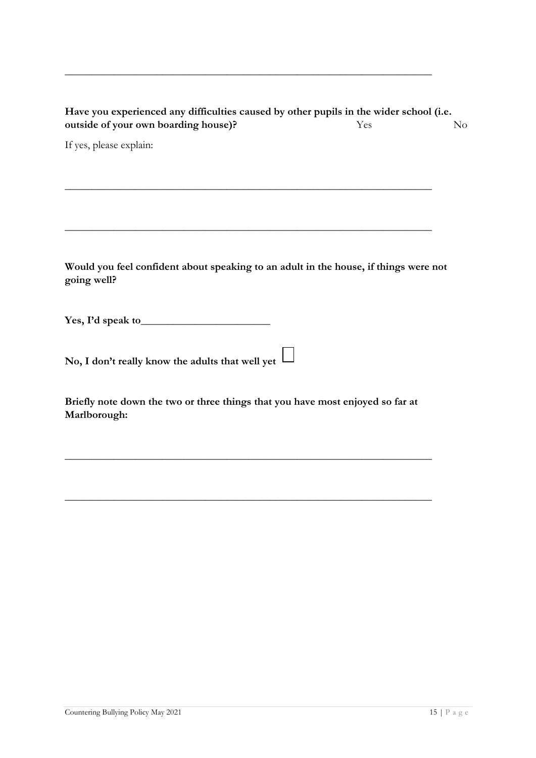\_\_\_\_\_\_\_\_\_\_\_\_\_\_\_\_\_\_\_\_\_\_\_\_\_\_\_\_\_\_\_\_\_\_\_\_\_\_\_\_\_\_\_\_\_\_\_\_\_\_\_\_\_\_\_\_\_\_\_\_\_\_\_\_\_\_

**Have you experienced any difficulties caused by other pupils in the wider school (i.e. outside of your own boarding house)?** Yes No

If yes, please explain:

\_\_\_\_\_\_\_\_\_\_\_\_\_\_\_\_\_\_\_\_\_\_\_\_\_\_\_\_\_\_\_\_\_\_\_\_\_\_\_\_\_\_\_\_\_\_\_\_\_\_\_\_\_\_\_\_\_\_\_\_\_\_\_\_\_\_

\_\_\_\_\_\_\_\_\_\_\_\_\_\_\_\_\_\_\_\_\_\_\_\_\_\_\_\_\_\_\_\_\_\_\_\_\_\_\_\_\_\_\_\_\_\_\_\_\_\_\_\_\_\_\_\_\_\_\_\_\_\_\_\_\_\_

**Would you feel confident about speaking to an adult in the house, if things were not going well?**

**Yes, I'd speak to\_\_\_\_\_\_\_\_\_\_\_\_\_\_\_\_\_\_\_\_\_\_\_\_**

**No, I don't really know the adults that well yet** ☐

**Briefly note down the two or three things that you have most enjoyed so far at Marlborough:**

\_\_\_\_\_\_\_\_\_\_\_\_\_\_\_\_\_\_\_\_\_\_\_\_\_\_\_\_\_\_\_\_\_\_\_\_\_\_\_\_\_\_\_\_\_\_\_\_\_\_\_\_\_\_\_\_\_\_\_\_\_\_\_\_\_\_

\_\_\_\_\_\_\_\_\_\_\_\_\_\_\_\_\_\_\_\_\_\_\_\_\_\_\_\_\_\_\_\_\_\_\_\_\_\_\_\_\_\_\_\_\_\_\_\_\_\_\_\_\_\_\_\_\_\_\_\_\_\_\_\_\_\_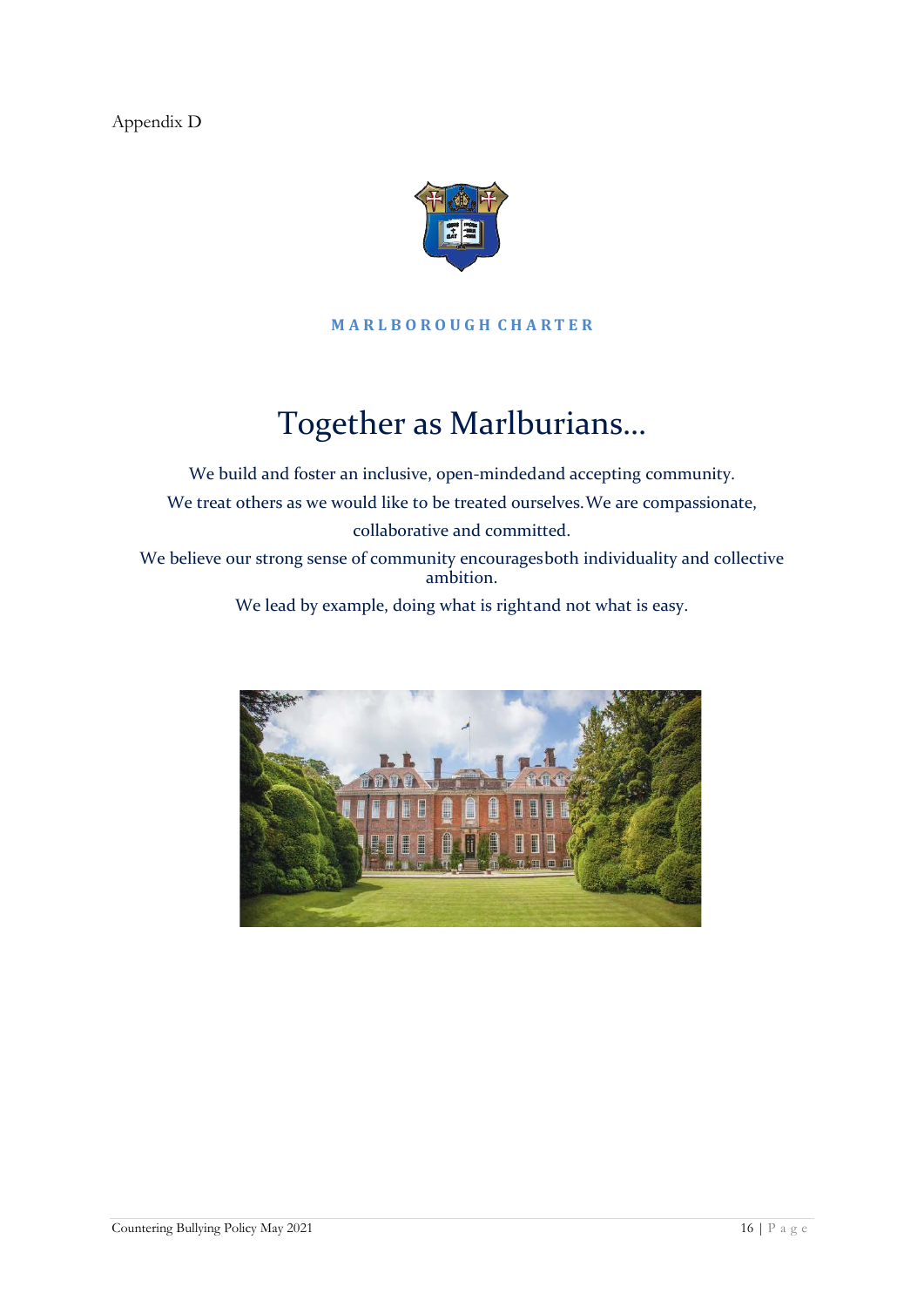Appendix D

**MARLBOROUGH CHARTER**

# Together as Marlburians…

We build and foster an inclusive, open-minded and accepting community.

We treat others as we would like to be treated ourselves. We are compassionate, collaborative and committed.

We believe our strong sense of community encourages both individuality and collective ambition.

We lead by example, doing what is right and not what is easy.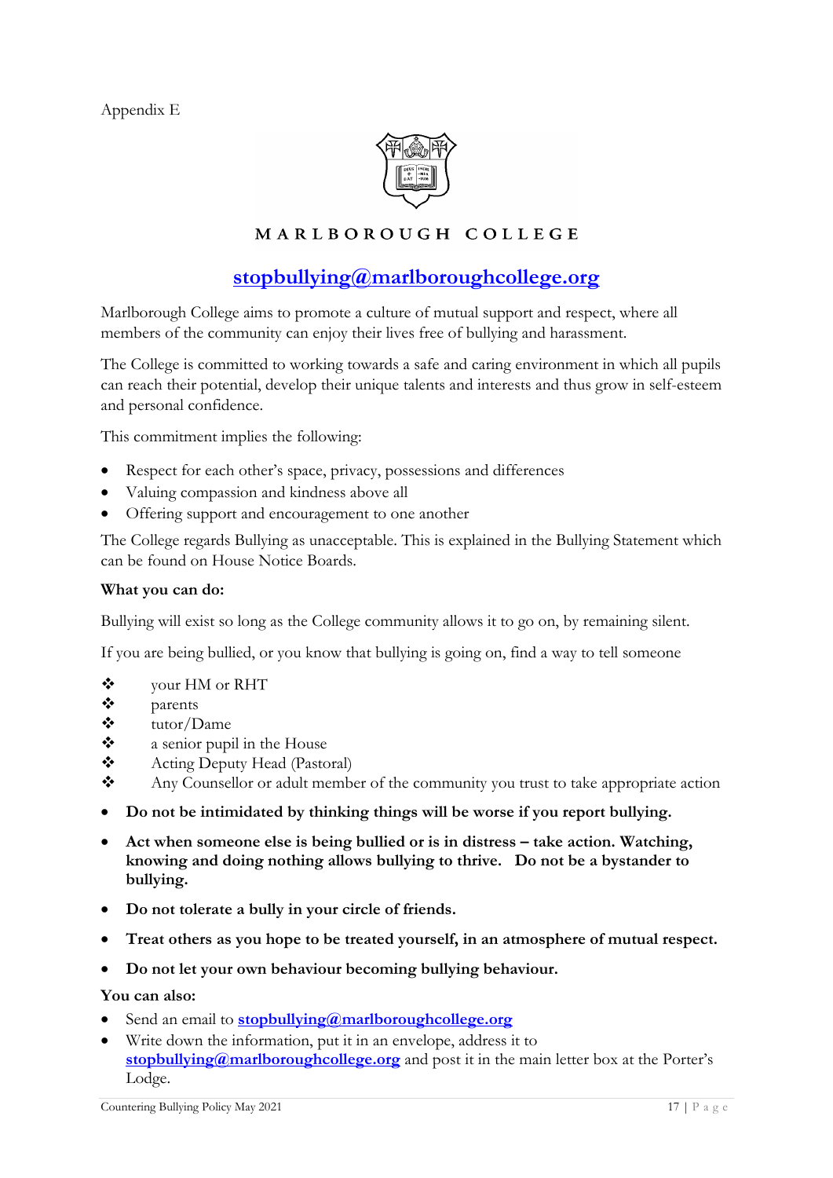Appendix E

MARLBOROUGH COLLEGE

## stopbullying@marlboroughcollege.org

Marlborough College aims to promote a culture of mutual support and respect, where all members of the community can enjoy their lives free of bullying and harassment.

The College is committed to working towards a safe and caring environment in which all pupils can reach their potential, develop their unique talents and interests and thus grow in self-esteem and personal confidence.

This commitment implies the following:

- Respect for each other's space, privacy, possessions and differences
- Valuing compassion and kindness above all
- Offering support and encouragement to one another

The College regards Bullying as unacceptable. This is explained in the Bullying Statement which can be found on House Notice Boards.

**What you can do:**

Bullying will exist so long as the College community allows it to go on, by remaining silent.

If you are being bullied, or you know that bullying is going on, find a way to tell someone

- your HM or RHT
- parents
- tutor/Dame
- a senior pupil in the House
- Acting Deputy Head (Pastoral)
- Any Counsellor or adult member of the community you trust to take appropriate action

- **Do not be intimidated by thinking things will be worse if you report bullying.**
- **Act when someone else is being bullied or is in distress – take action. Watching, knowing and doing nothing allows bullying to thrive. Do not be a bystander to bullying.**
- **Do not tolerate a bully in your circle of friends.**
- **Treat others as you hope to be treated yourself, in an atmosphere of mutual respect.**
- **Do not let your own behaviour becoming bullying behaviour.**

**You can also:**

- Send an email to **stopbullying@marlboroughcollege.org**
- Write down the information, put it in an envelope, address it to **stopbullying@marlboroughcollege.org** and post it in the main letter box at the Porter's Lodge.